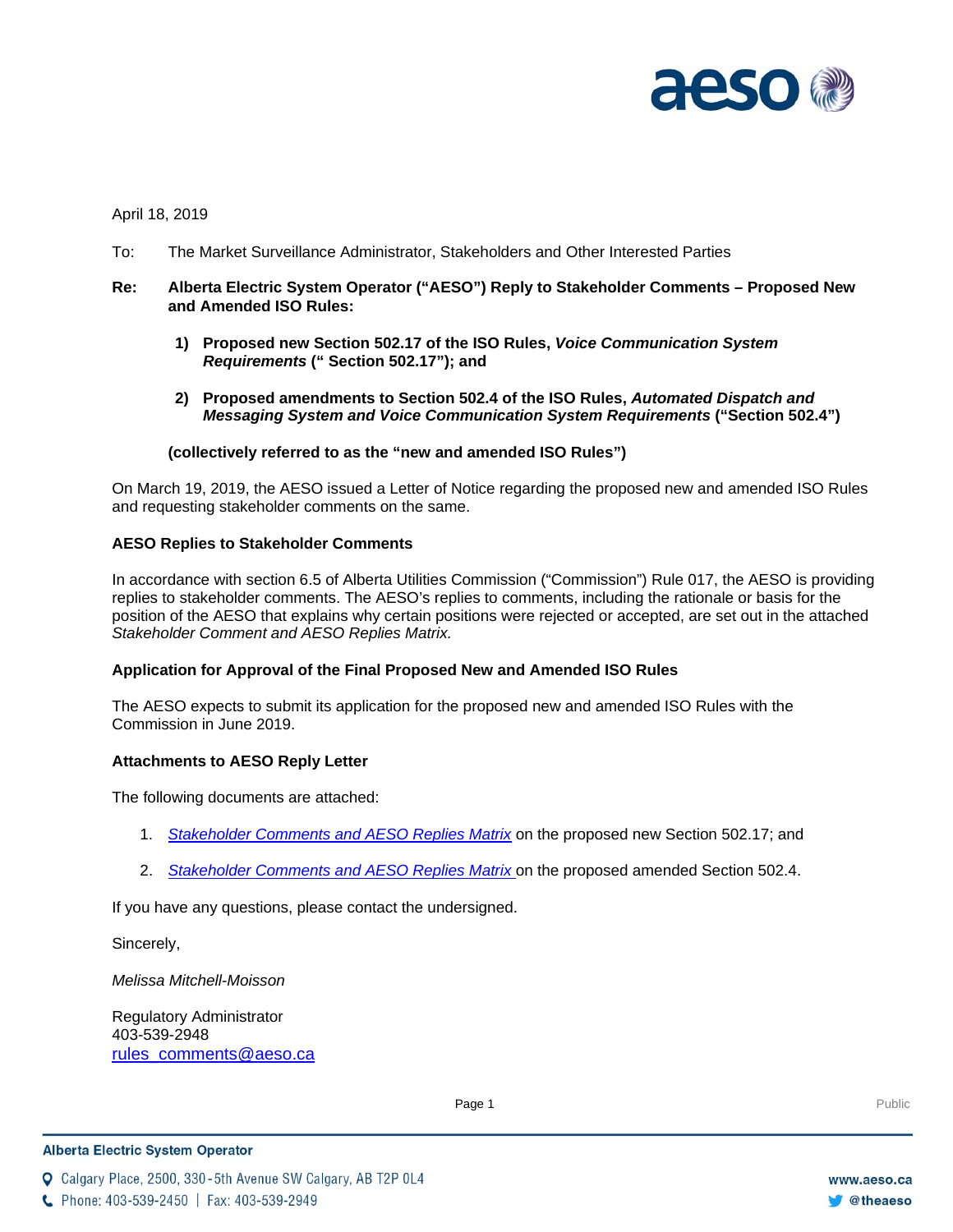April 18, 2019

To: The Market Surveillance Administrator, Stakeholders and Other Interested Parties

**Re: Alberta Electric System Operator ("AESO") Reply to Stakeholder Comments – Proposed New and Amended ISO Rules:**

1) **Proposed new Section 502.17 of the ISO Rules, *Voice Communication System Requirements* (" Section 502.17"); and**

2) **Proposed amendments to Section 502.4 of the ISO Rules, *Automated Dispatch and Messaging System and Voice Communication System Requirements* ("Section 502.4")**

**(collectively referred to as the "new and amended ISO Rules")**

On March 19, 2019, the AESO issued a Letter of Notice regarding the proposed new and amended ISO Rules and requesting stakeholder comments on the same.

**AESO Replies to Stakeholder Comments**

In accordance with section 6.5 of Alberta Utilities Commission ("Commission") Rule 017, the AESO is providing replies to stakeholder comments. The AESO's replies to comments, including the rationale or basis for the position of the AESO that explains why certain positions were rejected or accepted, are set out in the attached *Stakeholder Comment and AESO Replies Matrix.*

**Application for Approval of the Final Proposed New and Amended ISO Rules**

The AESO expects to submit its application for the proposed new and amended ISO Rules with the Commission in June 2019.

**Attachments to AESO Reply Letter**

The following documents are attached:

1. *Stakeholder Comments and AESO Replies Matrix* on the proposed new Section 502.17; and
2. *Stakeholder Comments and AESO Replies Matrix* on the proposed amended Section 502.4.

If you have any questions, please contact the undersigned.

Sincerely,

*Melissa Mitchell-Moisson*

Regulatory Administrator
403-539-2948
rules_comments@aeso.ca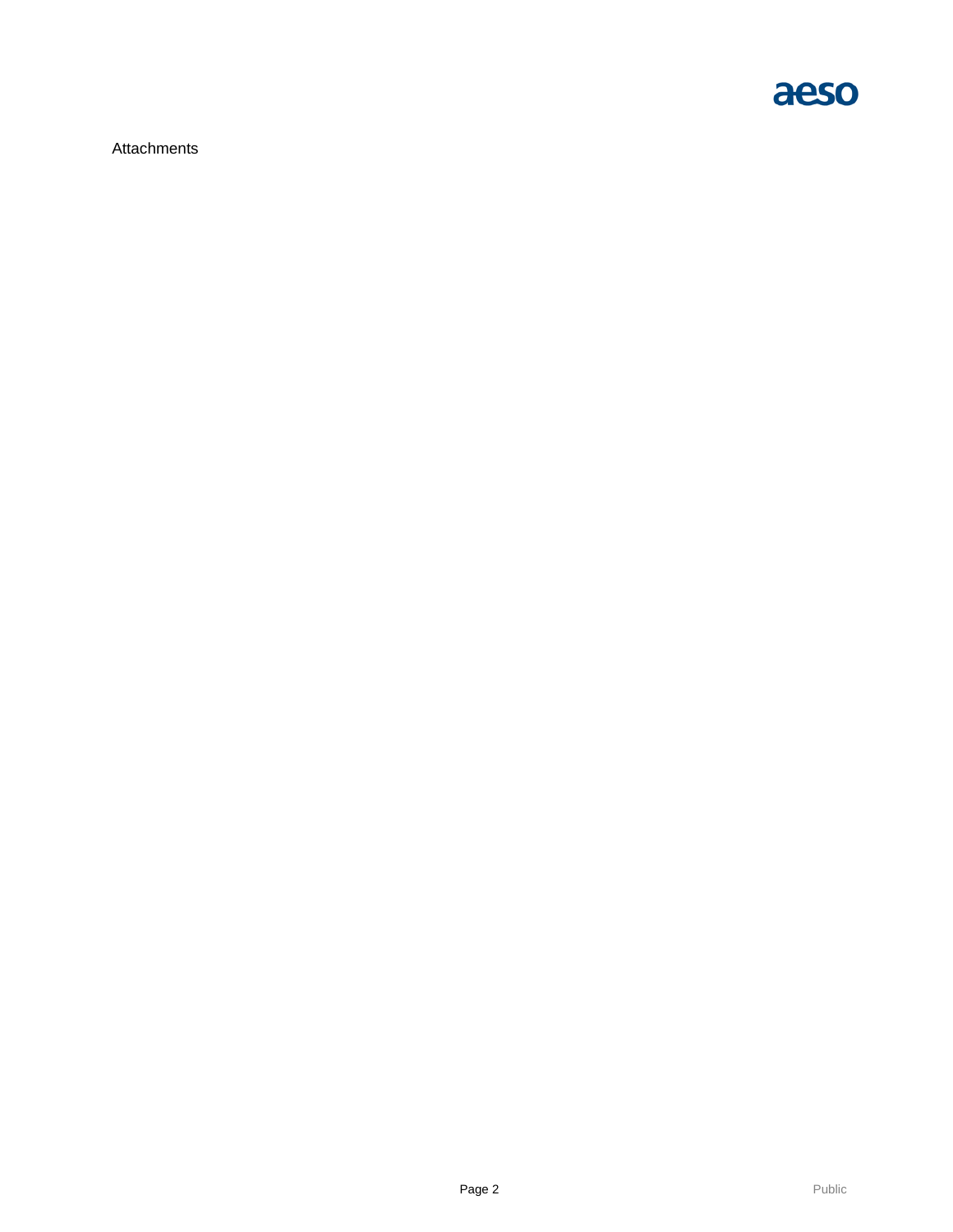Attachments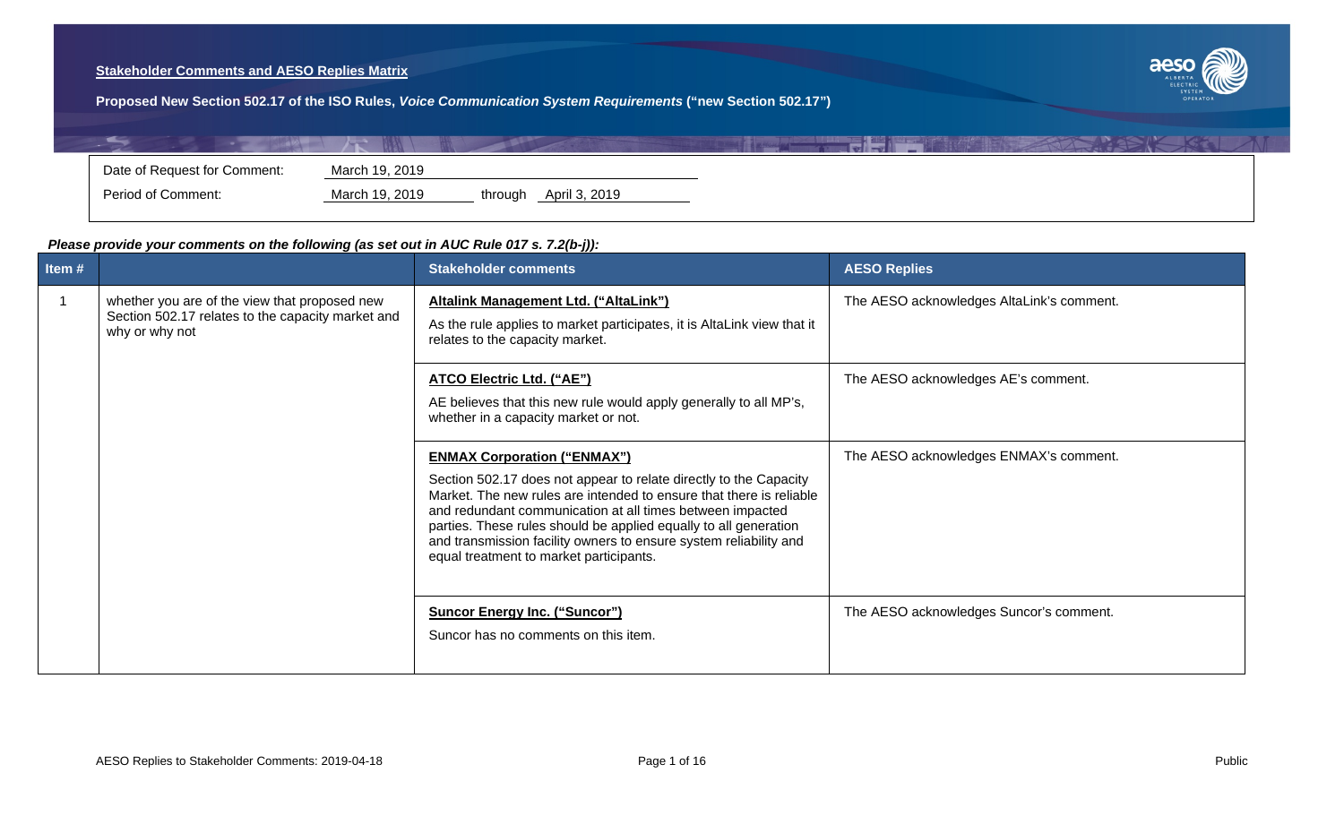**Stakeholder Comments and AESO Replies Matrix**

**Proposed New Section 502.17 of the ISO Rules, *Voice Communication System Requirements* ("new Section 502.17")**

| | | | |
|---|---|---|---|
| Date of Request for Comment: | March 19, 2019 | | |
| Period of Comment: | March 19, 2019 | through | April 3, 2019 |

***Please provide your comments on the following (as set out in AUC Rule 017 s. 7.2(b-j)):***

| Item # | | Stakeholder comments | AESO Replies |
|---|---|---|---|
| 1 | whether you are of the view that proposed new Section 502.17 relates to the capacity market and why or why not | **Altalink Management Ltd. ("AltaLink")**<br><br>As the rule applies to market participates, it is AltaLink view that it relates to the capacity market. | The AESO acknowledges AltaLink's comment. |
| | | **ATCO Electric Ltd. ("AE")**<br><br>AE believes that this new rule would apply generally to all MP's, whether in a capacity market or not. | The AESO acknowledges AE's comment. |
| | | **ENMAX Corporation ("ENMAX")**<br><br>Section 502.17 does not appear to relate directly to the Capacity Market. The new rules are intended to ensure that there is reliable and redundant communication at all times between impacted parties. These rules should be applied equally to all generation and transmission facility owners to ensure system reliability and equal treatment to market participants. | The AESO acknowledges ENMAX's comment. |
| | | **Suncor Energy Inc. ("Suncor")**<br><br>Suncor has no comments on this item. | The AESO acknowledges Suncor's comment. |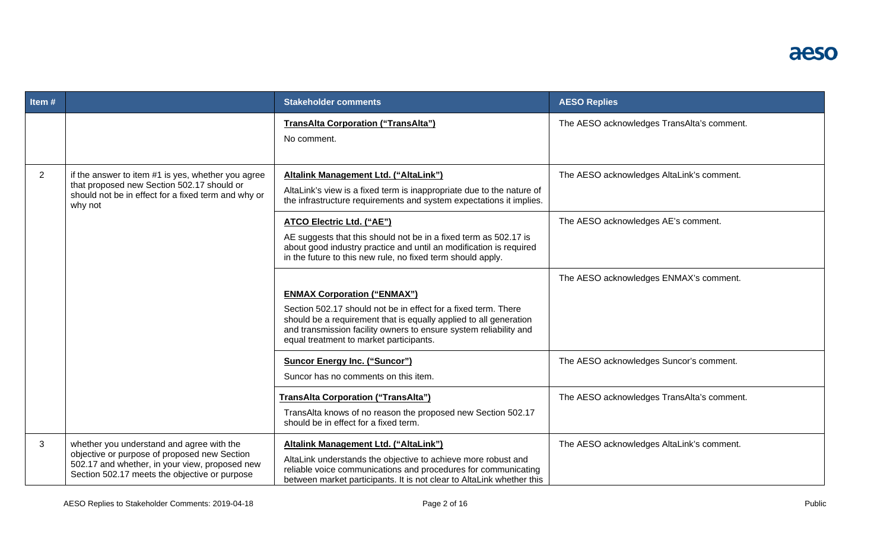| Item # | | Stakeholder comments | AESO Replies |
|---|---|---|---|
| | | **TransAlta Corporation ("TransAlta")**<br>No comment. | The AESO acknowledges TransAlta's comment. |
| 2 | if the answer to item #1 is yes, whether you agree that proposed new Section 502.17 should or should not be in effect for a fixed term and why or why not | **Altalink Management Ltd. ("AltaLink")**<br>AltaLink's view is a fixed term is inappropriate due to the nature of the infrastructure requirements and system expectations it implies. | The AESO acknowledges AltaLink's comment. |
| | | **ATCO Electric Ltd. ("AE")**<br>AE suggests that this should not be in a fixed term as 502.17 is about good industry practice and until an modification is required in the future to this new rule, no fixed term should apply. | The AESO acknowledges AE's comment. |
| | | **ENMAX Corporation ("ENMAX")**<br>Section 502.17 should not be in effect for a fixed term. There should be a requirement that is equally applied to all generation and transmission facility owners to ensure system reliability and equal treatment to market participants. | The AESO acknowledges ENMAX's comment. |
| | | **Suncor Energy Inc. ("Suncor")**<br>Suncor has no comments on this item. | The AESO acknowledges Suncor's comment. |
| | | **TransAlta Corporation ("TransAlta")**<br>TransAlta knows of no reason the proposed new Section 502.17 should be in effect for a fixed term. | The AESO acknowledges TransAlta's comment. |
| 3 | whether you understand and agree with the objective or purpose of proposed new Section 502.17 and whether, in your view, proposed new Section 502.17 meets the objective or purpose | **Altalink Management Ltd. ("AltaLink")**<br>AltaLink understands the objective to achieve more robust and reliable voice communications and procedures for communicating between market participants. It is not clear to AltaLink whether this | The AESO acknowledges AltaLink's comment. |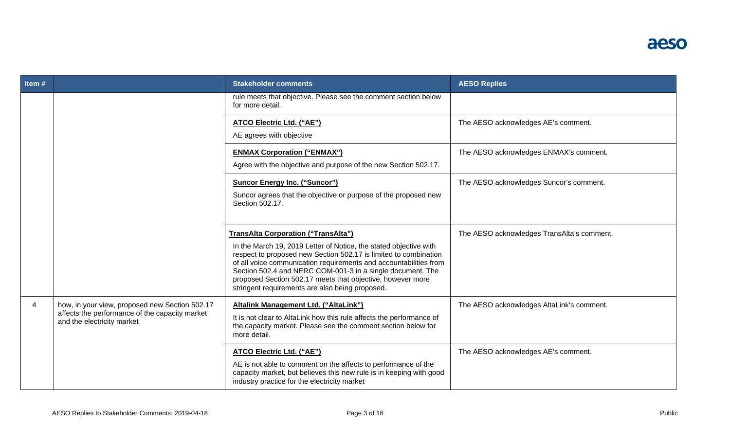| Item # | | Stakeholder comments | AESO Replies |
|---|---|---|---|
| | | rule meets that objective. Please see the comment section below for more detail. | |
| | | **ATCO Electric Ltd. ("AE")**<br><br>AE agrees with objective | The AESO acknowledges AE's comment. |
| | | **ENMAX Corporation ("ENMAX")**<br><br>Agree with the objective and purpose of the new Section 502.17. | The AESO acknowledges ENMAX's comment. |
| | | **Suncor Energy Inc. ("Suncor")**<br><br>Suncor agrees that the objective or purpose of the proposed new Section 502.17. | The AESO acknowledges Suncor's comment. |
| | | **TransAlta Corporation ("TransAlta")**<br><br>In the March 19, 2019 Letter of Notice, the stated objective with respect to proposed new Section 502.17 is limited to combination of all voice communication requirements and accountabilities from Section 502.4 and NERC COM-001-3 in a single document. The proposed Section 502.17 meets that objective, however more stringent requirements are also being proposed. | The AESO acknowledges TransAlta's comment. |
| 4 | how, in your view, proposed new Section 502.17 affects the performance of the capacity market and the electricity market | **Altalink Management Ltd. ("AltaLink")**<br><br>It is not clear to AltaLink how this rule affects the performance of the capacity market. Please see the comment section below for more detail. | The AESO acknowledges AltaLink's comment. |
| | | **ATCO Electric Ltd. ("AE")**<br><br>AE is not able to comment on the affects to performance of the capacity market, but believes this new rule is in keeping with good industry practice for the electricity market | The AESO acknowledges AE's comment. |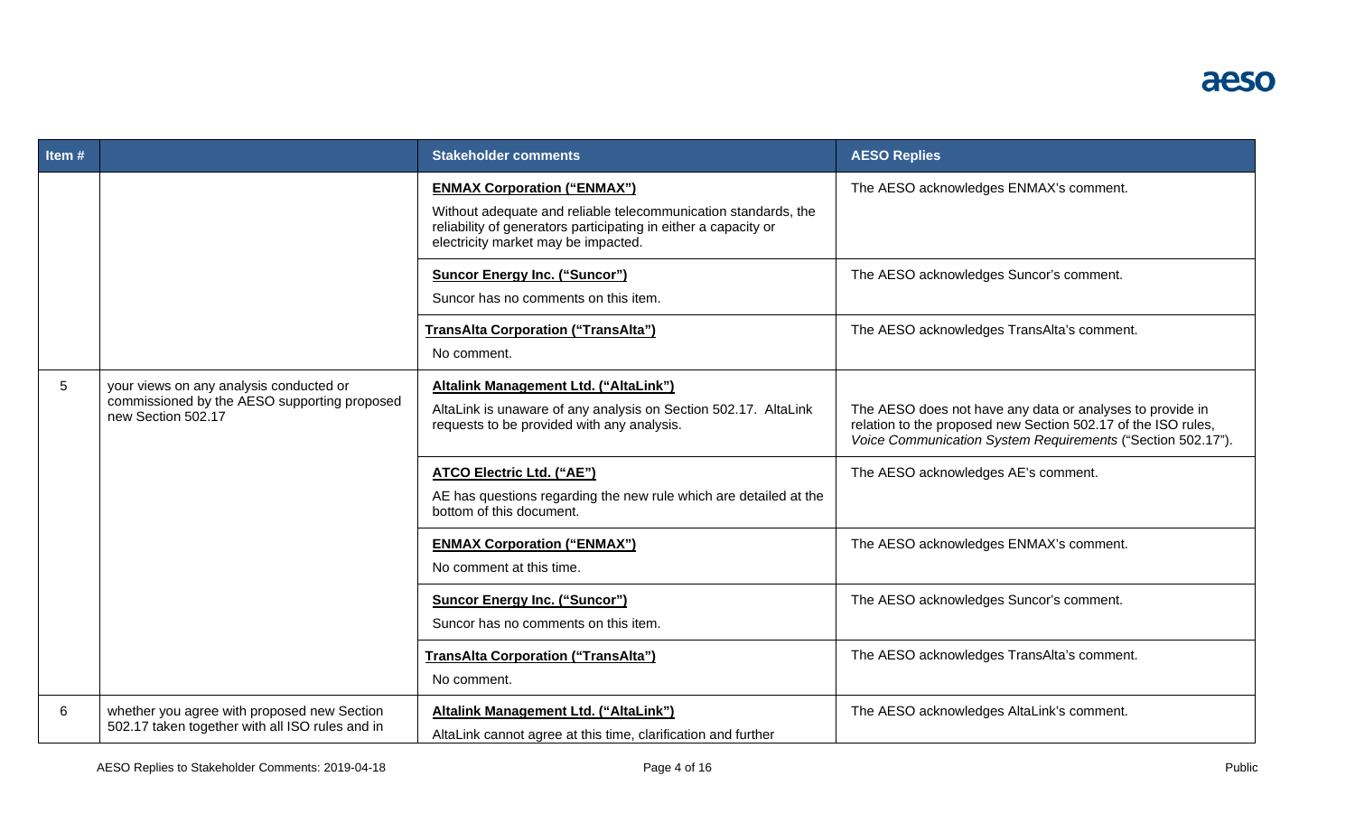| Item # | | Stakeholder comments | AESO Replies |
|---|---|---|---|
| | | **ENMAX Corporation (“ENMAX”)** Without adequate and reliable telecommunication standards, the reliability of generators participating in either a capacity or electricity market may be impacted. | The AESO acknowledges ENMAX’s comment. |
| | | **Suncor Energy Inc. (“Suncor”)** Suncor has no comments on this item. | The AESO acknowledges Suncor’s comment. |
| | | **TransAlta Corporation (“TransAlta”)** No comment. | The AESO acknowledges TransAlta’s comment. |
| 5 | your views on any analysis conducted or commissioned by the AESO supporting proposed new Section 502.17 | **Altalink Management Ltd. (“AltaLink”)** AltaLink is unaware of any analysis on Section 502.17. AltaLink requests to be provided with any analysis. | The AESO does not have any data or analyses to provide in relation to the proposed new Section 502.17 of the ISO rules, *Voice Communication System Requirements* (“Section 502.17”). |
| | | **ATCO Electric Ltd. (“AE”)** AE has questions regarding the new rule which are detailed at the bottom of this document. | The AESO acknowledges AE’s comment. |
| | | **ENMAX Corporation (“ENMAX”)** No comment at this time. | The AESO acknowledges ENMAX’s comment. |
| | | **Suncor Energy Inc. (“Suncor”)** Suncor has no comments on this item. | The AESO acknowledges Suncor’s comment. |
| | | **TransAlta Corporation (“TransAlta”)** No comment. | The AESO acknowledges TransAlta’s comment. |
| 6 | whether you agree with proposed new Section 502.17 taken together with all ISO rules and in | **Altalink Management Ltd. (“AltaLink”)** AltaLink cannot agree at this time, clarification and further | The AESO acknowledges AltaLink’s comment. |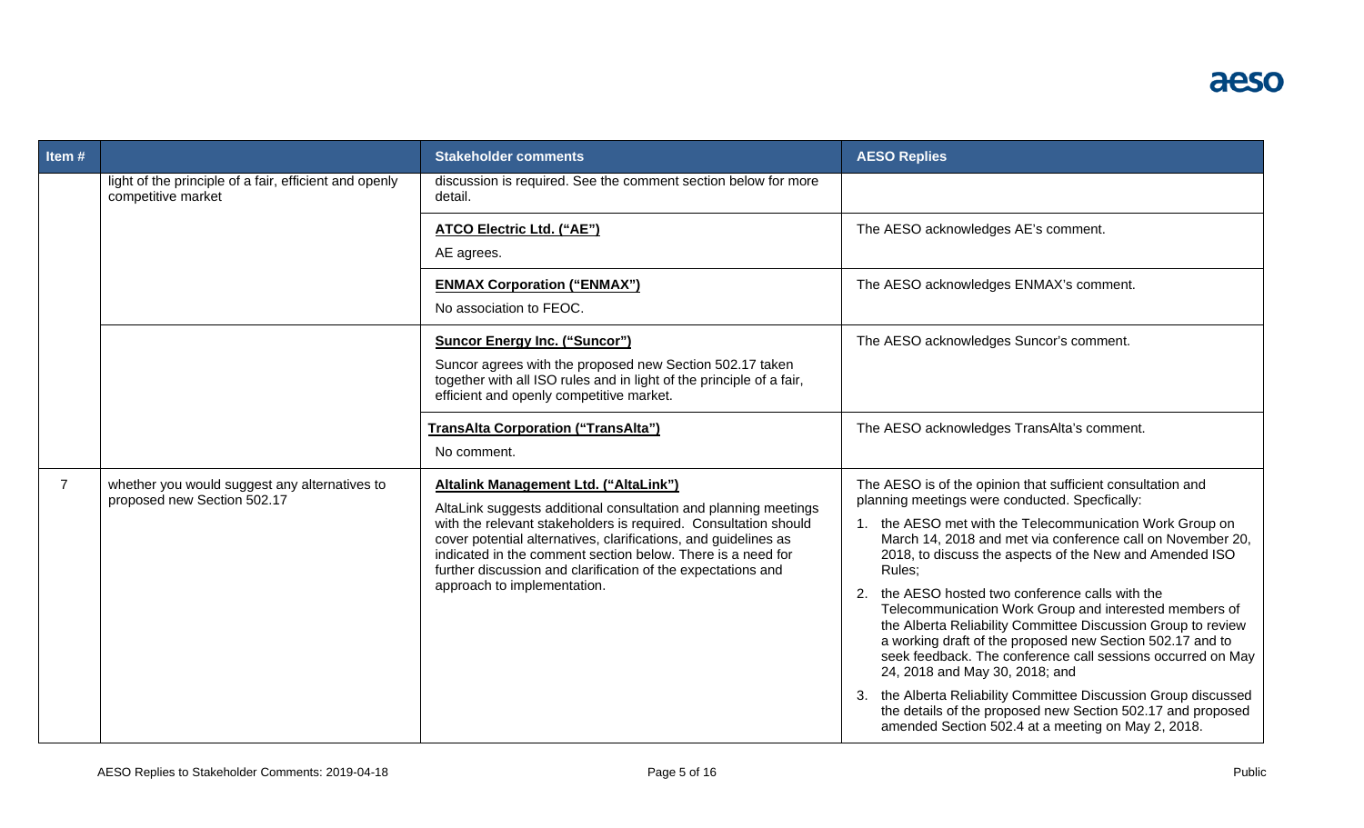| Item # | | Stakeholder comments | AESO Replies |
|---|---|---|---|
| | light of the principle of a fair, efficient and openly competitive market | discussion is required. See the comment section below for more detail. | |
| | | **ATCO Electric Ltd. ("AE")**<br><br>AE agrees. | The AESO acknowledges AE's comment. |
| | | **ENMAX Corporation ("ENMAX")**<br><br>No association to FEOC. | The AESO acknowledges ENMAX's comment. |
| | | **Suncor Energy Inc. ("Suncor")**<br><br>Suncor agrees with the proposed new Section 502.17 taken together with all ISO rules and in light of the principle of a fair, efficient and openly competitive market. | The AESO acknowledges Suncor's comment. |
| | | **TransAlta Corporation ("TransAlta")**<br><br>No comment. | The AESO acknowledges TransAlta's comment. |
| 7 | whether you would suggest any alternatives to proposed new Section 502.17 | **Altalink Management Ltd. ("AltaLink")**<br><br>AltaLink suggests additional consultation and planning meetings with the relevant stakeholders is required. Consultation should cover potential alternatives, clarifications, and guidelines as indicated in the comment section below. There is a need for further discussion and clarification of the expectations and approach to implementation. | The AESO is of the opinion that sufficient consultation and planning meetings were conducted. Specfically:<br><br>1. the AESO met with the Telecommunication Work Group on March 14, 2018 and met via conference call on November 20, 2018, to discuss the aspects of the New and Amended ISO Rules;<br><br>2. the AESO hosted two conference calls with the Telecommunication Work Group and interested members of the Alberta Reliability Committee Discussion Group to review a working draft of the proposed new Section 502.17 and to seek feedback. The conference call sessions occurred on May 24, 2018 and May 30, 2018; and<br><br>3. the Alberta Reliability Committee Discussion Group discussed the details of the proposed new Section 502.17 and proposed amended Section 502.4 at a meeting on May 2, 2018. |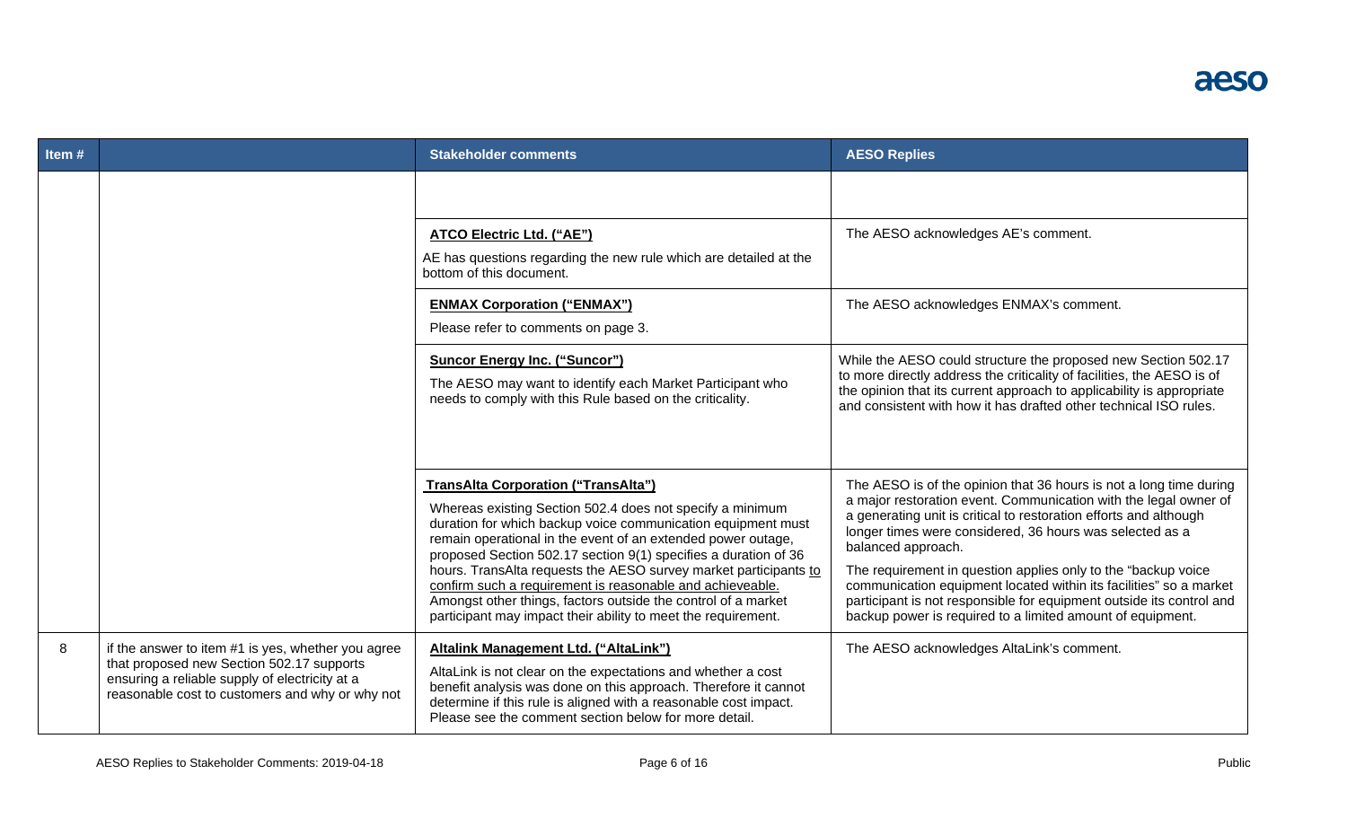| Item # | | Stakeholder comments | AESO Replies |
|---|---|---|---|
| | | | |
| | | **ATCO Electric Ltd. ("AE")**<br><br>AE has questions regarding the new rule which are detailed at the bottom of this document. | The AESO acknowledges AE's comment. |
| | | **ENMAX Corporation ("ENMAX")**<br><br>Please refer to comments on page 3. | The AESO acknowledges ENMAX's comment. |
| | | **Suncor Energy Inc. ("Suncor")**<br><br>The AESO may want to identify each Market Participant who needs to comply with this Rule based on the criticality. | While the AESO could structure the proposed new Section 502.17 to more directly address the criticality of facilities, the AESO is of the opinion that its current approach to applicability is appropriate and consistent with how it has drafted other technical ISO rules. |
| | | **TransAlta Corporation ("TransAlta")**<br><br>Whereas existing Section 502.4 does not specify a minimum duration for which backup voice communication equipment must remain operational in the event of an extended power outage, proposed Section 502.17 section 9(1) specifies a duration of 36 hours. TransAlta requests the AESO survey market participants <u>to confirm such a requirement is reasonable and achieveable.</u> Amongst other things, factors outside the control of a market participant may impact their ability to meet the requirement. | The AESO is of the opinion that 36 hours is not a long time during a major restoration event. Communication with the legal owner of a generating unit is critical to restoration efforts and although longer times were considered, 36 hours was selected as a balanced approach.<br><br>The requirement in question applies only to the "backup voice communication equipment located within its facilities" so a market participant is not responsible for equipment outside its control and backup power is required to a limited amount of equipment. |
| 8 | if the answer to item #1 is yes, whether you agree that proposed new Section 502.17 supports ensuring a reliable supply of electricity at a reasonable cost to customers and why or why not | **Altalink Management Ltd. ("AltaLink")**<br><br>AltaLink is not clear on the expectations and whether a cost benefit analysis was done on this approach. Therefore it cannot determine if this rule is aligned with a reasonable cost impact. Please see the comment section below for more detail. | The AESO acknowledges AltaLink's comment. |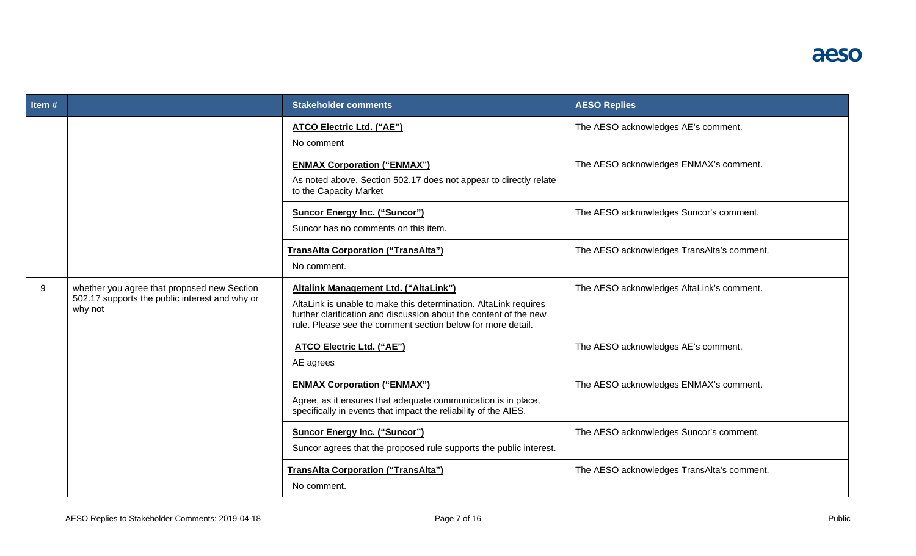| Item # | | Stakeholder comments | AESO Replies |
|---|---|---|---|
| | | **ATCO Electric Ltd. (“AE”)**<br>No comment | The AESO acknowledges AE’s comment. |
| | | **ENMAX Corporation (“ENMAX”)**<br>As noted above, Section 502.17 does not appear to directly relate to the Capacity Market | The AESO acknowledges ENMAX’s comment. |
| | | **Suncor Energy Inc. (“Suncor”)**<br>Suncor has no comments on this item. | The AESO acknowledges Suncor’s comment. |
| | | **TransAlta Corporation (“TransAlta”)**<br>No comment. | The AESO acknowledges TransAlta’s comment. |
| 9 | whether you agree that proposed new Section 502.17 supports the public interest and why or why not | **Altalink Management Ltd. (“AltaLink”)**<br>AltaLink is unable to make this determination. AltaLink requires further clarification and discussion about the content of the new rule. Please see the comment section below for more detail. | The AESO acknowledges AltaLink’s comment. |
| | | **ATCO Electric Ltd. (“AE”)**<br>AE agrees | The AESO acknowledges AE’s comment. |
| | | **ENMAX Corporation (“ENMAX”)**<br>Agree, as it ensures that adequate communication is in place, specifically in events that impact the reliability of the AIES. | The AESO acknowledges ENMAX’s comment. |
| | | **Suncor Energy Inc. (“Suncor”)**<br>Suncor agrees that the proposed rule supports the public interest. | The AESO acknowledges Suncor’s comment. |
| | | **TransAlta Corporation (“TransAlta”)**<br>No comment. | The AESO acknowledges TransAlta’s comment. |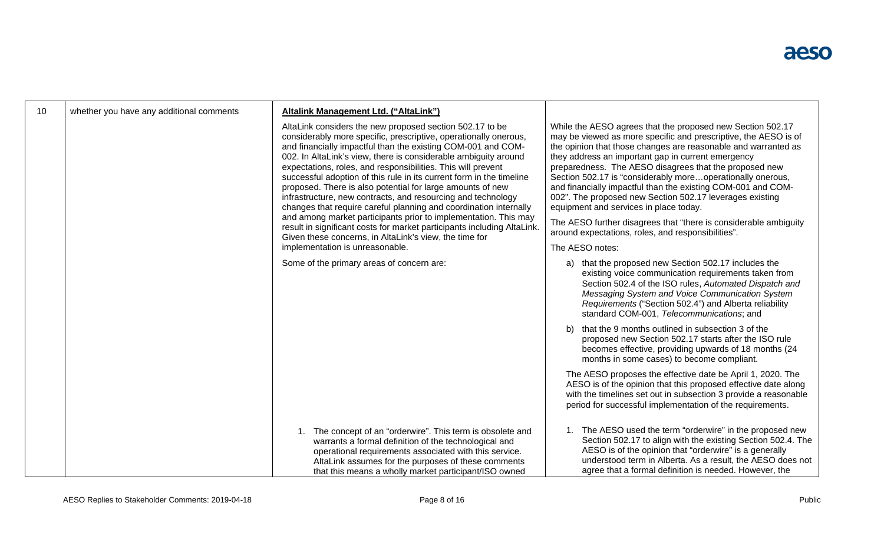| 10 | whether you have any additional comments | **Altalink Management Ltd. ("AltaLink")** | |
|---|---|---|---|
| | | AltaLink considers the new proposed section 502.17 to be considerably more specific, prescriptive, operationally onerous, and financially impactful than the existing COM-001 and COM-002. In AltaLink's view, there is considerable ambiguity around expectations, roles, and responsibilities. This will prevent successful adoption of this rule in its current form in the timeline proposed. There is also potential for large amounts of new infrastructure, new contracts, and resourcing and technology changes that require careful planning and coordination internally and among market participants prior to implementation. This may result in significant costs for market participants including AltaLink. Given these concerns, in AltaLink's view, the time for implementation is unreasonable. | While the AESO agrees that the proposed new Section 502.17 may be viewed as more specific and prescriptive, the AESO is of the opinion that those changes are reasonable and warranted as they address an important gap in current emergency preparedness. The AESO disagrees that the proposed new Section 502.17 is "considerably more…operationally onerous, and financially impactful than the existing COM-001 and COM-002". The proposed new Section 502.17 leverages existing equipment and services in place today.<br><br>The AESO further disagrees that "there is considerable ambiguity around expectations, roles, and responsibilities".<br><br>The AESO notes: |
| | | Some of the primary areas of concern are: | a) that the proposed new Section 502.17 includes the existing voice communication requirements taken from Section 502.4 of the ISO rules, *Automated Dispatch and Messaging System and Voice Communication System Requirements* ("Section 502.4") and Alberta reliability standard COM-001, *Telecommunications*; and<br><br>b) that the 9 months outlined in subsection 3 of the proposed new Section 502.17 starts after the ISO rule becomes effective, providing upwards of 18 months (24 months in some cases) to become compliant.<br><br>The AESO proposes the effective date be April 1, 2020. The AESO is of the opinion that this proposed effective date along with the timelines set out in subsection 3 provide a reasonable period for successful implementation of the requirements. |
| | | 1. The concept of an "orderwire". This term is obsolete and warrants a formal definition of the technological and operational requirements associated with this service. AltaLink assumes for the purposes of these comments that this means a wholly market participant/ISO owned | 1. The AESO used the term "orderwire" in the proposed new Section 502.17 to align with the existing Section 502.4. The AESO is of the opinion that "orderwire" is a generally understood term in Alberta. As a result, the AESO does not agree that a formal definition is needed. However, the |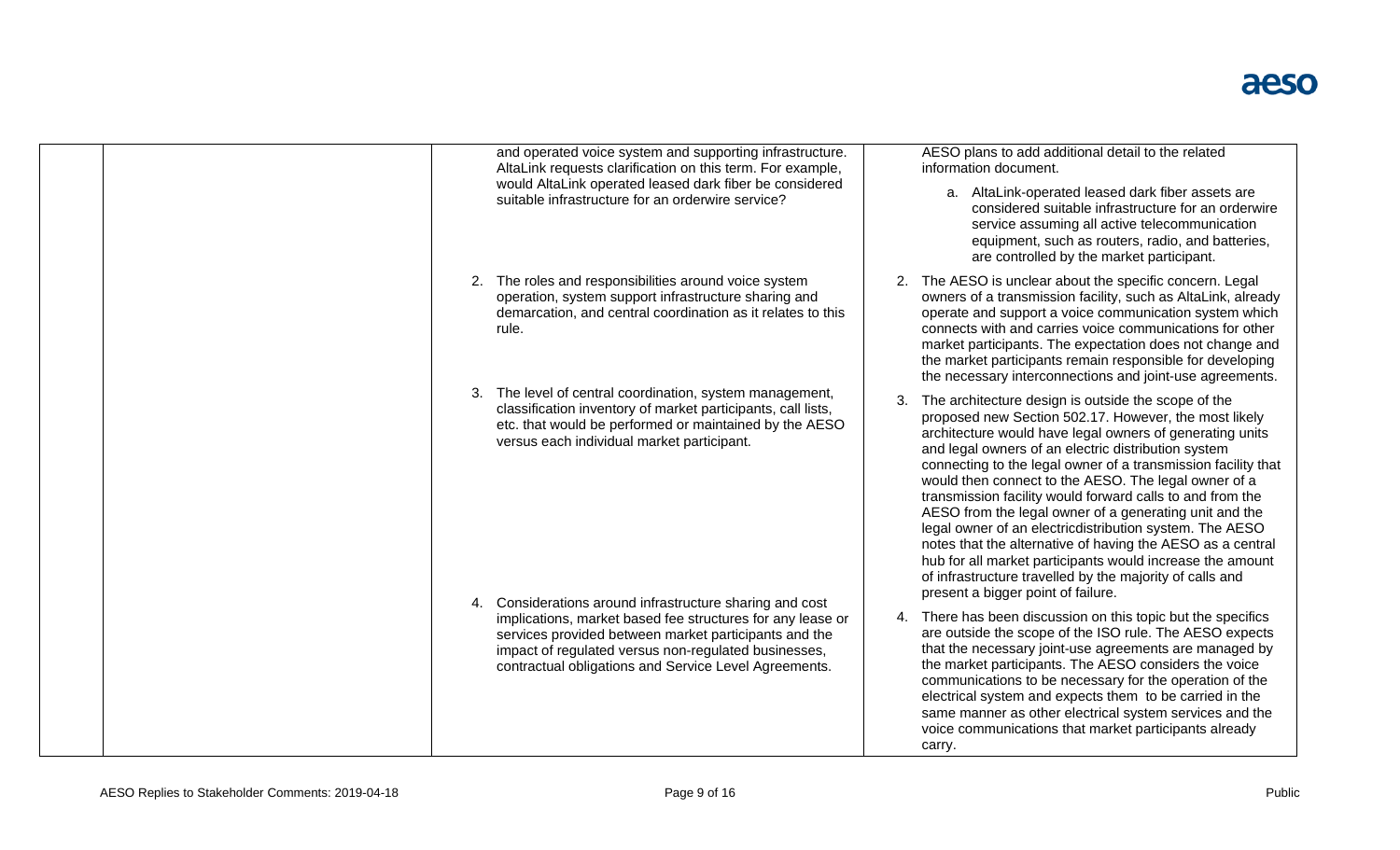|  |  | and operated voice system and supporting infrastructure. AltaLink requests clarification on this term. For example, would AltaLink operated leased dark fiber be considered suitable infrastructure for an orderwire service? | AESO plans to add additional detail to the related information document.<br><br>a. AltaLink-operated leased dark fiber assets are considered suitable infrastructure for an orderwire service assuming all active telecommunication equipment, such as routers, radio, and batteries, are controlled by the market participant. |
| --- | --- | --- | --- |
|  |  | 2. The roles and responsibilities around voice system operation, system support infrastructure sharing and demarcation, and central coordination as it relates to this rule. | 2. The AESO is unclear about the specific concern. Legal owners of a transmission facility, such as AltaLink, already operate and support a voice communication system which connects with and carries voice communications for other market participants. The expectation does not change and the market participants remain responsible for developing the necessary interconnections and joint-use agreements. |
|  |  | 3. The level of central coordination, system management, classification inventory of market participants, call lists, etc. that would be performed or maintained by the AESO versus each individual market participant. | 3. The architecture design is outside the scope of the proposed new Section 502.17. However, the most likely architecture would have legal owners of generating units and legal owners of an electric distribution system connecting to the legal owner of a transmission facility that would then connect to the AESO. The legal owner of a transmission facility would forward calls to and from the AESO from the legal owner of a generating unit and the legal owner of an electricdistribution system. The AESO notes that the alternative of having the AESO as a central hub for all market participants would increase the amount of infrastructure travelled by the majority of calls and present a bigger point of failure. |
|  |  | 4. Considerations around infrastructure sharing and cost implications, market based fee structures for any lease or services provided between market participants and the impact of regulated versus non-regulated businesses, contractual obligations and Service Level Agreements. | 4. There has been discussion on this topic but the specifics are outside the scope of the ISO rule. The AESO expects that the necessary joint-use agreements are managed by the market participants. The AESO considers the voice communications to be necessary for the operation of the electrical system and expects them to be carried in the same manner as other electrical system services and the voice communications that market participants already carry. |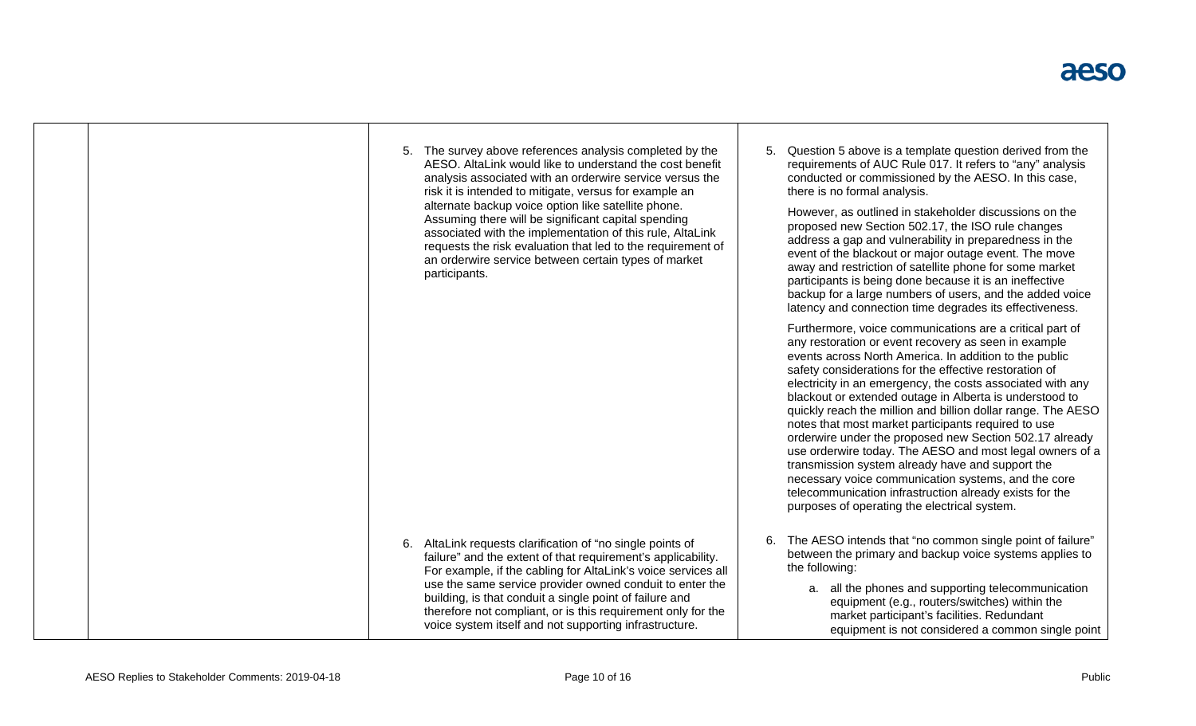| | | | |
|---|---|---|---|
| | | 5. The survey above references analysis completed by the AESO. AltaLink would like to understand the cost benefit analysis associated with an orderwire service versus the risk it is intended to mitigate, versus for example an alternate backup voice option like satellite phone. Assuming there will be significant capital spending associated with the implementation of this rule, AltaLink requests the risk evaluation that led to the requirement of an orderwire service between certain types of market participants. | 5. Question 5 above is a template question derived from the requirements of AUC Rule 017. It refers to "any" analysis conducted or commissioned by the AESO. In this case, there is no formal analysis.<br><br>However, as outlined in stakeholder discussions on the proposed new Section 502.17, the ISO rule changes address a gap and vulnerability in preparedness in the event of the blackout or major outage event. The move away and restriction of satellite phone for some market participants is being done because it is an ineffective backup for a large numbers of users, and the added voice latency and connection time degrades its effectiveness.<br><br>Furthermore, voice communications are a critical part of any restoration or event recovery as seen in example events across North America. In addition to the public safety considerations for the effective restoration of electricity in an emergency, the costs associated with any blackout or extended outage in Alberta is understood to quickly reach the million and billion dollar range. The AESO notes that most market participants required to use orderwire under the proposed new Section 502.17 already use orderwire today. The AESO and most legal owners of a transmission system already have and support the necessary voice communication systems, and the core telecommunication infrastruction already exists for the purposes of operating the electrical system. |
| | | 6. AltaLink requests clarification of "no single points of failure" and the extent of that requirement's applicability. For example, if the cabling for AltaLink's voice services all use the same service provider owned conduit to enter the building, is that conduit a single point of failure and therefore not compliant, or is this requirement only for the voice system itself and not supporting infrastructure. | 6. The AESO intends that "no common single point of failure" between the primary and backup voice systems applies to the following:<br><br>a. all the phones and supporting telecommunication equipment (e.g., routers/switches) within the market participant's facilities. Redundant equipment is not considered a common single point |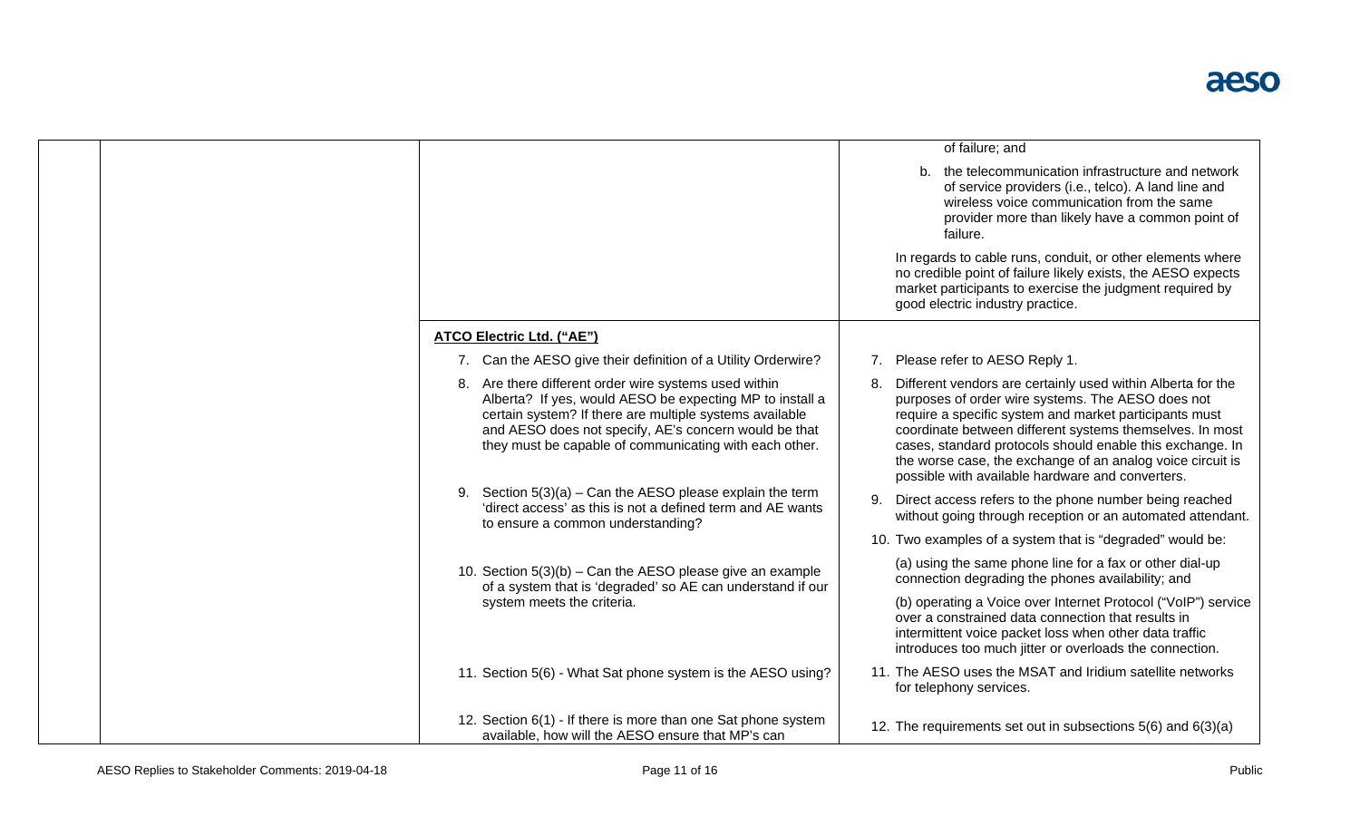| | | |
|---|---|---|
| | | of failure; and<br><br>b. the telecommunication infrastructure and network of service providers (i.e., telco). A land line and wireless voice communication from the same provider more than likely have a common point of failure.<br><br>In regards to cable runs, conduit, or other elements where no credible point of failure likely exists, the AESO expects market participants to exercise the judgment required by good electric industry practice. |
| | **ATCO Electric Ltd. ("AE")**<br><br>7. Can the AESO give their definition of a Utility Orderwire?<br><br>8. Are there different order wire systems used within Alberta? If yes, would AESO be expecting MP to install a certain system? If there are multiple systems available and AESO does not specify, AE's concern would be that they must be capable of communicating with each other.<br><br>9. Section 5(3)(a) – Can the AESO please explain the term 'direct access' as this is not a defined term and AE wants to ensure a common understanding?<br><br>10. Section 5(3)(b) – Can the AESO please give an example of a system that is 'degraded' so AE can understand if our system meets the criteria.<br><br>11. Section 5(6) - What Sat phone system is the AESO using?<br><br>12. Section 6(1) - If there is more than one Sat phone system available, how will the AESO ensure that MP's can | 7. Please refer to AESO Reply 1.<br><br>8. Different vendors are certainly used within Alberta for the purposes of order wire systems. The AESO does not require a specific system and market participants must coordinate between different systems themselves. In most cases, standard protocols should enable this exchange. In the worse case, the exchange of an analog voice circuit is possible with available hardware and converters.<br><br>9. Direct access refers to the phone number being reached without going through reception or an automated attendant.<br><br>10. Two examples of a system that is "degraded" would be:<br><br>(a) using the same phone line for a fax or other dial-up connection degrading the phones availability; and<br><br>(b) operating a Voice over Internet Protocol ("VoIP") service over a constrained data connection that results in intermittent voice packet loss when other data traffic introduces too much jitter or overloads the connection.<br><br>11. The AESO uses the MSAT and Iridium satellite networks for telephony services.<br><br>12. The requirements set out in subsections 5(6) and 6(3)(a) |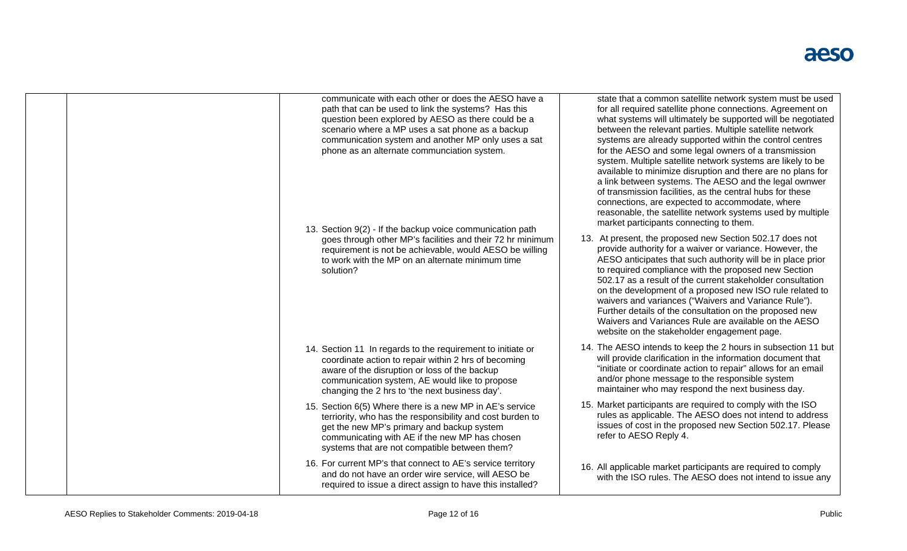| | | | |
|---|---|---|---|
| | | communicate with each other or does the AESO have a path that can be used to link the systems? Has this question been explored by AESO as there could be a scenario where a MP uses a sat phone as a backup communication system and another MP only uses a sat phone as an alternate communciation system. | state that a common satellite network system must be used for all required satellite phone connections. Agreement on what systems will ultimately be supported will be negotiated between the relevant parties. Multiple satellite network systems are already supported within the control centres for the AESO and some legal owners of a transmission system. Multiple satellite network systems are likely to be available to minimize disruption and there are no plans for a link between systems. The AESO and the legal ownwer of transmission facilities, as the central hubs for these connections, are expected to accommodate, where reasonable, the satellite network systems used by multiple market participants connecting to them. |
| | | 13. Section 9(2) - If the backup voice communication path goes through other MP's facilities and their 72 hr minimum requirement is not be achievable, would AESO be willing to work with the MP on an alternate minimum time solution? | 13. At present, the proposed new Section 502.17 does not provide authority for a waiver or variance. However, the AESO anticipates that such authority will be in place prior to required compliance with the proposed new Section 502.17 as a result of the current stakeholder consultation on the development of a proposed new ISO rule related to waivers and variances ("Waivers and Variance Rule"). Further details of the consultation on the proposed new Waivers and Variances Rule are available on the AESO website on the stakeholder engagement page. |
| | | 14. Section 11 In regards to the requirement to initiate or coordinate action to repair within 2 hrs of becoming aware of the disruption or loss of the backup communication system, AE would like to propose changing the 2 hrs to 'the next business day'. | 14. The AESO intends to keep the 2 hours in subsection 11 but will provide clarification in the information document that "initiate or coordinate action to repair" allows for an email and/or phone message to the responsible system maintainer who may respond the next business day. |
| | | 15. Section 6(5) Where there is a new MP in AE's service terriority, who has the responsibility and cost burden to get the new MP's primary and backup system communicating with AE if the new MP has chosen systems that are not compatible between them? | 15. Market participants are required to comply with the ISO rules as applicable. The AESO does not intend to address issues of cost in the proposed new Section 502.17. Please refer to AESO Reply 4. |
| | | 16. For current MP's that connect to AE's service territory and do not have an order wire service, will AESO be required to issue a direct assign to have this installed? | 16. All applicable market participants are required to comply with the ISO rules. The AESO does not intend to issue any |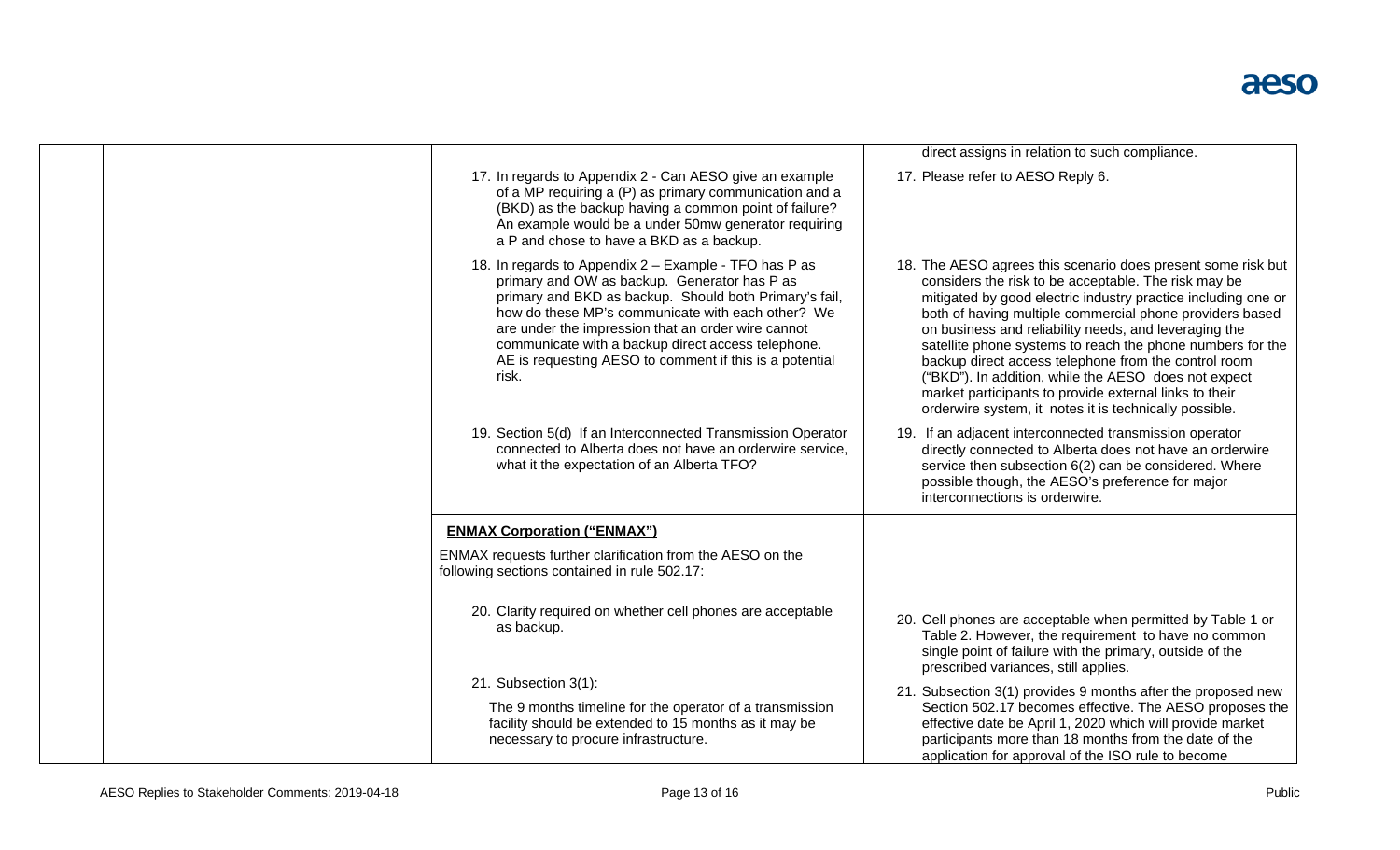| | | | |
|---|---|---|---|
| | | | direct assigns in relation to such compliance. |
| | | 17. In regards to Appendix 2 - Can AESO give an example of a MP requiring a (P) as primary communication and a (BKD) as the backup having a common point of failure? An example would be a under 50mw generator requiring a P and chose to have a BKD as a backup. | 17. Please refer to AESO Reply 6. |
| | | 18. In regards to Appendix 2 – Example - TFO has P as primary and OW as backup. Generator has P as primary and BKD as backup. Should both Primary's fail, how do these MP's communicate with each other? We are under the impression that an order wire cannot communicate with a backup direct access telephone. AE is requesting AESO to comment if this is a potential risk. | 18. The AESO agrees this scenario does present some risk but considers the risk to be acceptable. The risk may be mitigated by good electric industry practice including one or both of having multiple commercial phone providers based on business and reliability needs, and leveraging the satellite phone systems to reach the phone numbers for the backup direct access telephone from the control room ("BKD"). In addition, while the AESO does not expect market participants to provide external links to their orderwire system, it notes it is technically possible. |
| | | 19. Section 5(d) If an Interconnected Transmission Operator connected to Alberta does not have an orderwire service, what it the expectation of an Alberta TFO? | 19. If an adjacent interconnected transmission operator directly connected to Alberta does not have an orderwire service then subsection 6(2) can be considered. Where possible though, the AESO's preference for major interconnections is orderwire. |
| | | **ENMAX Corporation ("ENMAX")**<br><br>ENMAX requests further clarification from the AESO on the following sections contained in rule 502.17:<br><br>20. Clarity required on whether cell phones are acceptable as backup. | 20. Cell phones are acceptable when permitted by Table 1 or Table 2. However, the requirement to have no common single point of failure with the primary, outside of the prescribed variances, still applies. |
| | | 21. Subsection 3(1):<br><br>The 9 months timeline for the operator of a transmission facility should be extended to 15 months as it may be necessary to procure infrastructure. | 21. Subsection 3(1) provides 9 months after the proposed new Section 502.17 becomes effective. The AESO proposes the effective date be April 1, 2020 which will provide market participants more than 18 months from the date of the application for approval of the ISO rule to become |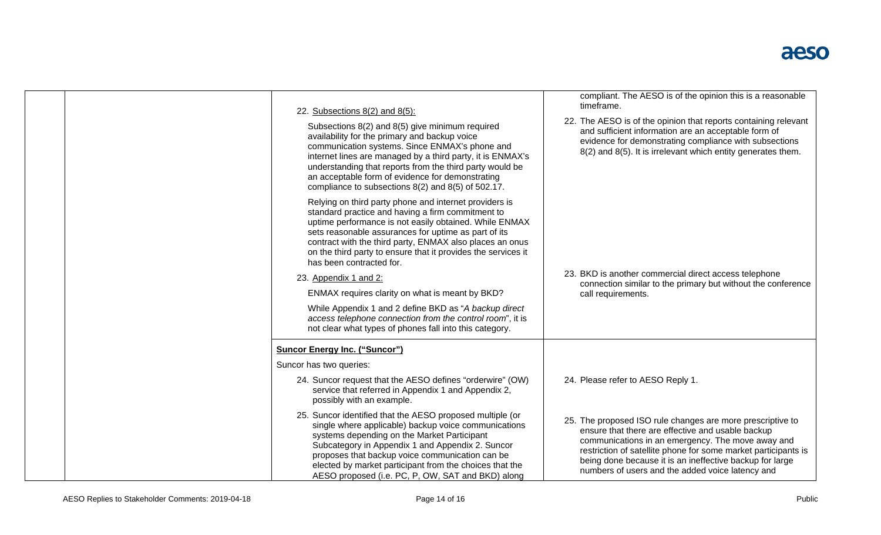| | | | |
|---|---|---|---|
| | | 22. Subsections 8(2) and 8(5):<br><br>Subsections 8(2) and 8(5) give minimum required availability for the primary and backup voice communication systems. Since ENMAX's phone and internet lines are managed by a third party, it is ENMAX's understanding that reports from the third party would be an acceptable form of evidence for demonstrating compliance to subsections 8(2) and 8(5) of 502.17.<br><br>Relying on third party phone and internet providers is standard practice and having a firm commitment to uptime performance is not easily obtained. While ENMAX sets reasonable assurances for uptime as part of its contract with the third party, ENMAX also places an onus on the third party to ensure that it provides the services it has been contracted for.<br><br>23. Appendix 1 and 2:<br><br>ENMAX requires clarity on what is meant by BKD?<br><br>While Appendix 1 and 2 define BKD as "*A backup direct access telephone connection from the control room*", it is not clear what types of phones fall into this category. | compliant. The AESO is of the opinion this is a reasonable timeframe.<br><br>22. The AESO is of the opinion that reports containing relevant and sufficient information are an acceptable form of evidence for demonstrating compliance with subsections 8(2) and 8(5). It is irrelevant which entity generates them.<br><br>23. BKD is another commercial direct access telephone connection similar to the primary but without the conference call requirements. |
| | | **Suncor Energy Inc. ("Suncor")**<br><br>Suncor has two queries:<br><br>24. Suncor request that the AESO defines "orderwire" (OW) service that referred in Appendix 1 and Appendix 2, possibly with an example.<br><br>25. Suncor identified that the AESO proposed multiple (or single where applicable) backup voice communications systems depending on the Market Participant Subcategory in Appendix 1 and Appendix 2. Suncor proposes that backup voice communication can be elected by market participant from the choices that the AESO proposed (i.e. PC, P, OW, SAT and BKD) along | 24. Please refer to AESO Reply 1.<br><br>25. The proposed ISO rule changes are more prescriptive to ensure that there are effective and usable backup communications in an emergency. The move away and restriction of satellite phone for some market participants is being done because it is an ineffective backup for large numbers of users and the added voice latency and |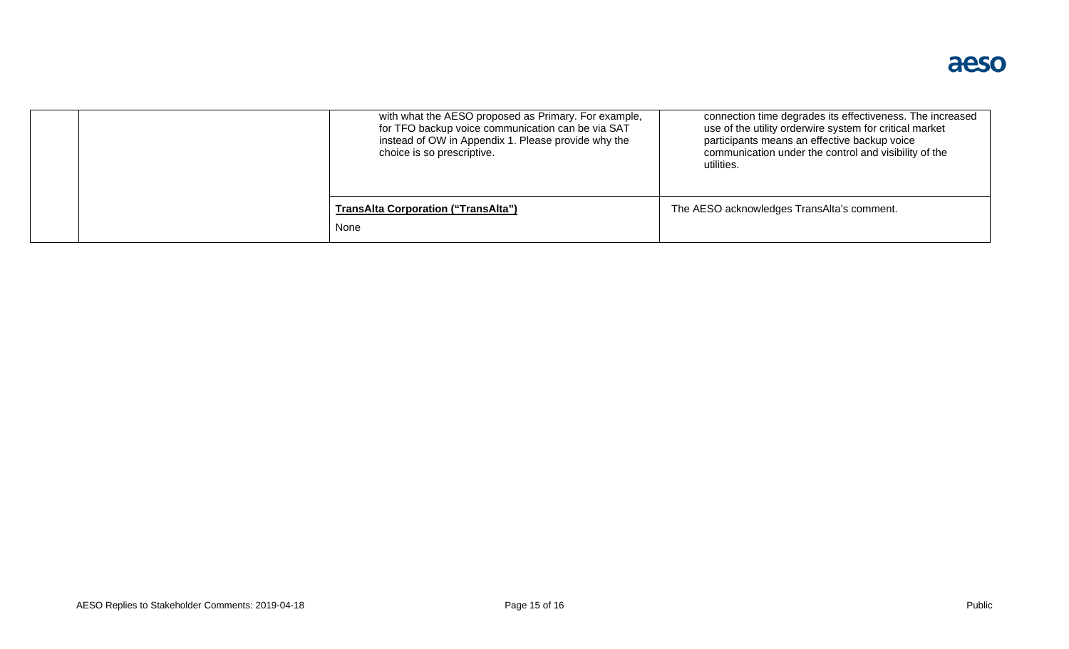|  |  |  |  |
|---|---|---|---|
|  |  | with what the AESO proposed as Primary. For example, for TFO backup voice communication can be via SAT instead of OW in Appendix 1. Please provide why the choice is so prescriptive. | connection time degrades its effectiveness. The increased use of the utility orderwire system for critical market participants means an effective backup voice communication under the control and visibility of the utilities. |
|  |  | **TransAlta Corporation ("TransAlta")**<br><br>None | The AESO acknowledges TransAlta's comment. |